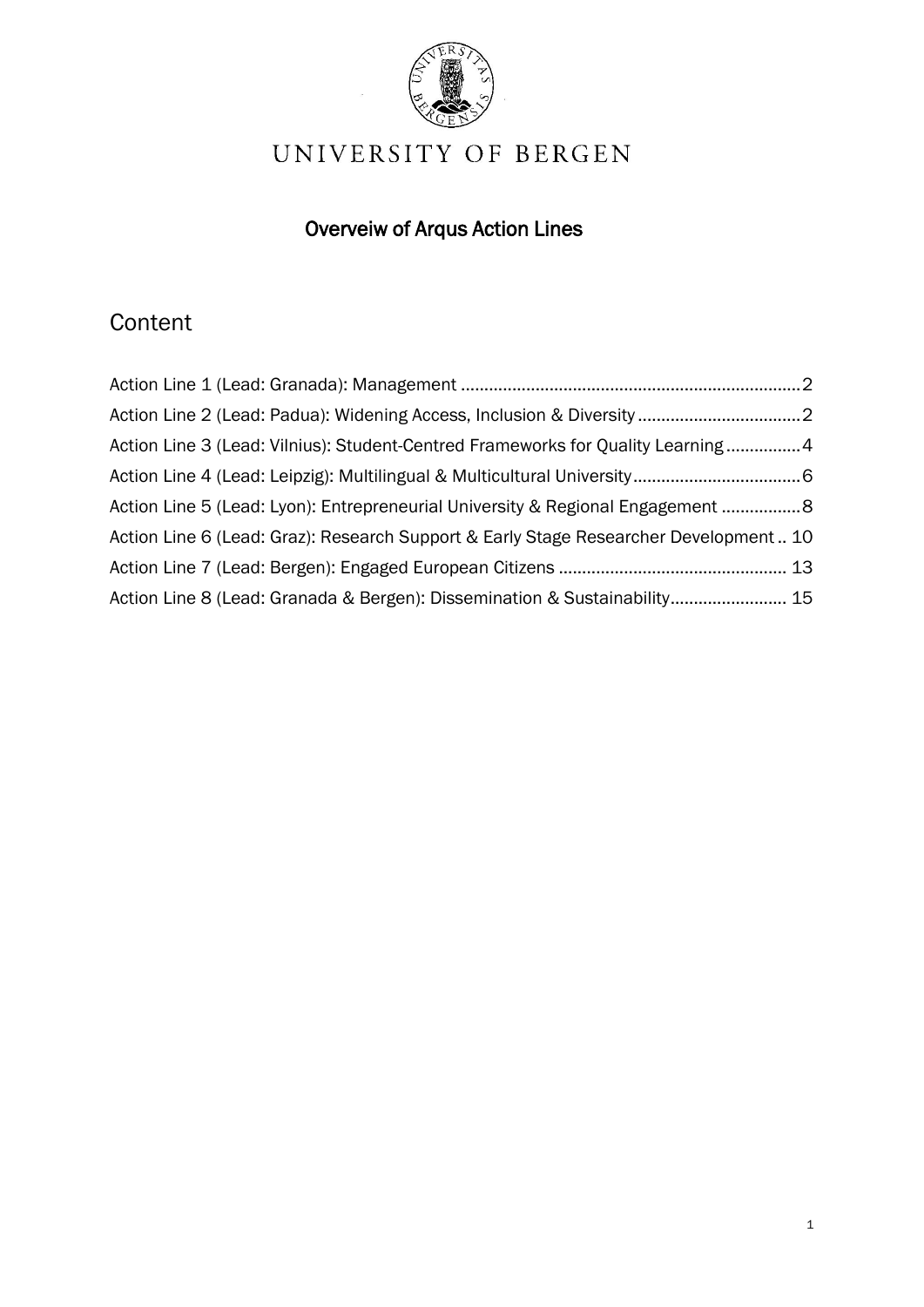UNIVERSITY OF BERGEN

# Overveiw of Arqus Action Lines

## Content

Action Line 1 (Lead: Granada): Management ............................................................................2
Action Line 2 (Lead: Padua): Widening Access, Inclusion & Diversity ....................................2
Action Line 3 (Lead: Vilnius): Student-Centred Frameworks for Quality Learning ................4
Action Line 4 (Lead: Leipzig): Multilingual & Multicultural University ....................................6
Action Line 5 (Lead: Lyon): Entrepreneurial University & Regional Engagement .................8
Action Line 6 (Lead: Graz): Research Support & Early Stage Researcher Development .. 10
Action Line 7 (Lead: Bergen): Engaged European Citizens .................................................. 13
Action Line 8 (Lead: Granada & Bergen): Dissemination & Sustainability......................... 15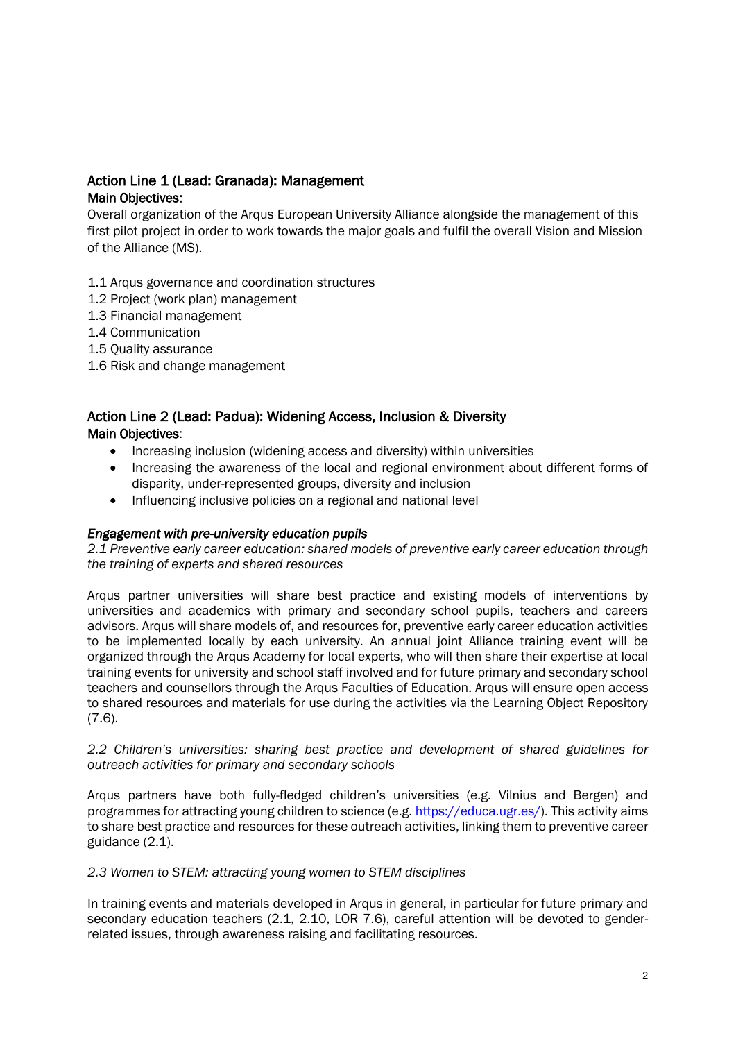## Action Line 1 (Lead: Granada): Management

**Main Objectives:**

Overall organization of the Arqus European University Alliance alongside the management of this first pilot project in order to work towards the major goals and fulfil the overall Vision and Mission of the Alliance (MS).

1.1 Arqus governance and coordination structures
1.2 Project (work plan) management
1.3 Financial management
1.4 Communication
1.5 Quality assurance
1.6 Risk and change management

## Action Line 2 (Lead: Padua): Widening Access, Inclusion & Diversity

**Main Objectives**:

- Increasing inclusion (widening access and diversity) within universities
- Increasing the awareness of the local and regional environment about different forms of disparity, under-represented groups, diversity and inclusion
- Influencing inclusive policies on a regional and national level

***Engagement with pre-university education pupils***

*2.1 Preventive early career education: shared models of preventive early career education through the training of experts and shared resources*

Arqus partner universities will share best practice and existing models of interventions by universities and academics with primary and secondary school pupils, teachers and careers advisors. Arqus will share models of, and resources for, preventive early career education activities to be implemented locally by each university. An annual joint Alliance training event will be organized through the Arqus Academy for local experts, who will then share their expertise at local training events for university and school staff involved and for future primary and secondary school teachers and counsellors through the Arqus Faculties of Education. Arqus will ensure open access to shared resources and materials for use during the activities via the Learning Object Repository (7.6).

*2.2 Children's universities: sharing best practice and development of shared guidelines for outreach activities for primary and secondary schools*

Arqus partners have both fully-fledged children's universities (e.g. Vilnius and Bergen) and programmes for attracting young children to science (e.g. https://educa.ugr.es/). This activity aims to share best practice and resources for these outreach activities, linking them to preventive career guidance (2.1).

*2.3 Women to STEM: attracting young women to STEM disciplines*

In training events and materials developed in Arqus in general, in particular for future primary and secondary education teachers (2.1, 2.10, LOR 7.6), careful attention will be devoted to gender-related issues, through awareness raising and facilitating resources.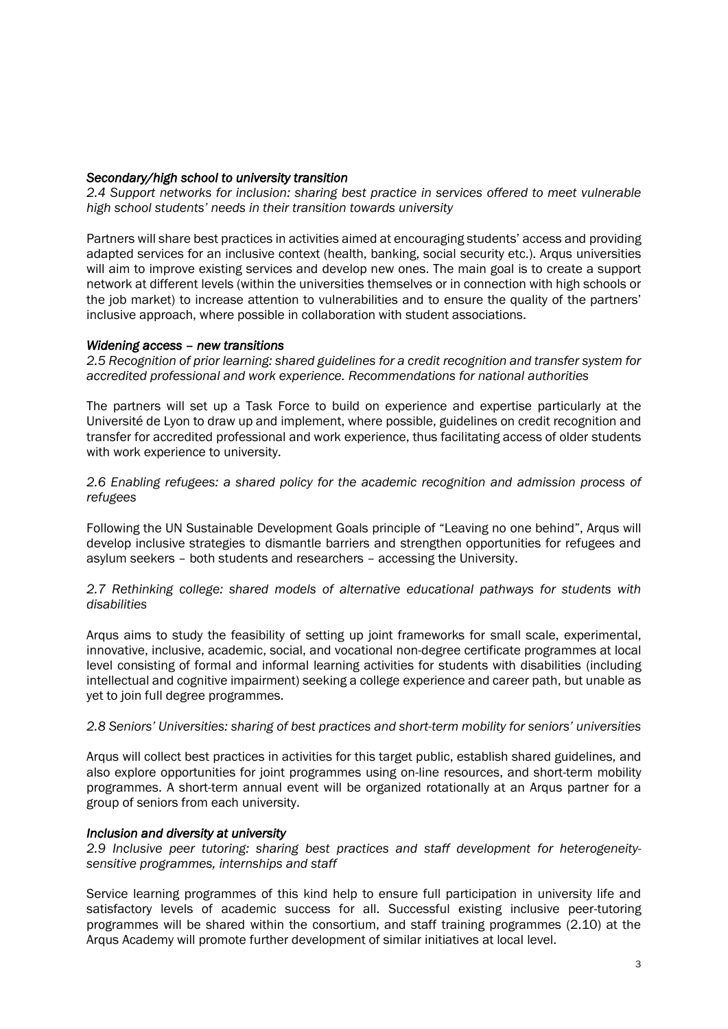***Secondary/high school to university transition***

*2.4 Support networks for inclusion: sharing best practice in services offered to meet vulnerable high school students' needs in their transition towards university*

Partners will share best practices in activities aimed at encouraging students' access and providing adapted services for an inclusive context (health, banking, social security etc.). Arqus universities will aim to improve existing services and develop new ones. The main goal is to create a support network at different levels (within the universities themselves or in connection with high schools or the job market) to increase attention to vulnerabilities and to ensure the quality of the partners' inclusive approach, where possible in collaboration with student associations.

***Widening access – new transitions***

*2.5 Recognition of prior learning: shared guidelines for a credit recognition and transfer system for accredited professional and work experience. Recommendations for national authorities*

The partners will set up a Task Force to build on experience and expertise particularly at the Université de Lyon to draw up and implement, where possible, guidelines on credit recognition and transfer for accredited professional and work experience, thus facilitating access of older students with work experience to university.

*2.6 Enabling refugees: a shared policy for the academic recognition and admission process of refugees*

Following the UN Sustainable Development Goals principle of "Leaving no one behind", Arqus will develop inclusive strategies to dismantle barriers and strengthen opportunities for refugees and asylum seekers – both students and researchers – accessing the University.

*2.7 Rethinking college: shared models of alternative educational pathways for students with disabilities*

Arqus aims to study the feasibility of setting up joint frameworks for small scale, experimental, innovative, inclusive, academic, social, and vocational non-degree certificate programmes at local level consisting of formal and informal learning activities for students with disabilities (including intellectual and cognitive impairment) seeking a college experience and career path, but unable as yet to join full degree programmes.

*2.8 Seniors' Universities: sharing of best practices and short-term mobility for seniors' universities*

Arqus will collect best practices in activities for this target public, establish shared guidelines, and also explore opportunities for joint programmes using on-line resources, and short-term mobility programmes. A short-term annual event will be organized rotationally at an Arqus partner for a group of seniors from each university.

***Inclusion and diversity at university***

*2.9 Inclusive peer tutoring: sharing best practices and staff development for heterogeneity-sensitive programmes, internships and staff*

Service learning programmes of this kind help to ensure full participation in university life and satisfactory levels of academic success for all. Successful existing inclusive peer-tutoring programmes will be shared within the consortium, and staff training programmes (2.10) at the Arqus Academy will promote further development of similar initiatives at local level.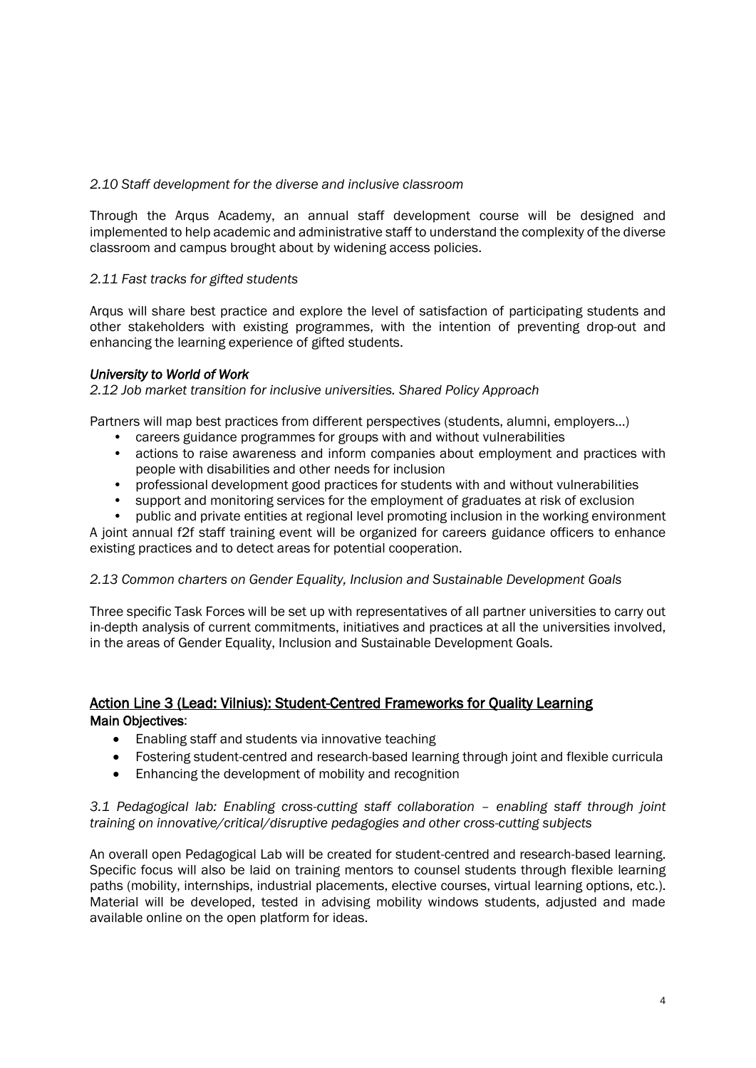*2.10 Staff development for the diverse and inclusive classroom*

Through the Arqus Academy, an annual staff development course will be designed and implemented to help academic and administrative staff to understand the complexity of the diverse classroom and campus brought about by widening access policies.

*2.11 Fast tracks for gifted students*

Arqus will share best practice and explore the level of satisfaction of participating students and other stakeholders with existing programmes, with the intention of preventing drop-out and enhancing the learning experience of gifted students.

***University to World of Work***

*2.12 Job market transition for inclusive universities. Shared Policy Approach*

Partners will map best practices from different perspectives (students, alumni, employers...)

- careers guidance programmes for groups with and without vulnerabilities
- actions to raise awareness and inform companies about employment and practices with people with disabilities and other needs for inclusion
- professional development good practices for students with and without vulnerabilities
- support and monitoring services for the employment of graduates at risk of exclusion
- public and private entities at regional level promoting inclusion in the working environment

A joint annual f2f staff training event will be organized for careers guidance officers to enhance existing practices and to detect areas for potential cooperation.

*2.13 Common charters on Gender Equality, Inclusion and Sustainable Development Goals*

Three specific Task Forces will be set up with representatives of all partner universities to carry out in-depth analysis of current commitments, initiatives and practices at all the universities involved, in the areas of Gender Equality, Inclusion and Sustainable Development Goals.

## Action Line 3 (Lead: Vilnius): Student-Centred Frameworks for Quality Learning

**Main Objectives**:

- Enabling staff and students via innovative teaching
- Fostering student-centred and research-based learning through joint and flexible curricula
- Enhancing the development of mobility and recognition

*3.1 Pedagogical lab: Enabling cross-cutting staff collaboration – enabling staff through joint training on innovative/critical/disruptive pedagogies and other cross-cutting subjects*

An overall open Pedagogical Lab will be created for student-centred and research-based learning. Specific focus will also be laid on training mentors to counsel students through flexible learning paths (mobility, internships, industrial placements, elective courses, virtual learning options, etc.). Material will be developed, tested in advising mobility windows students, adjusted and made available online on the open platform for ideas.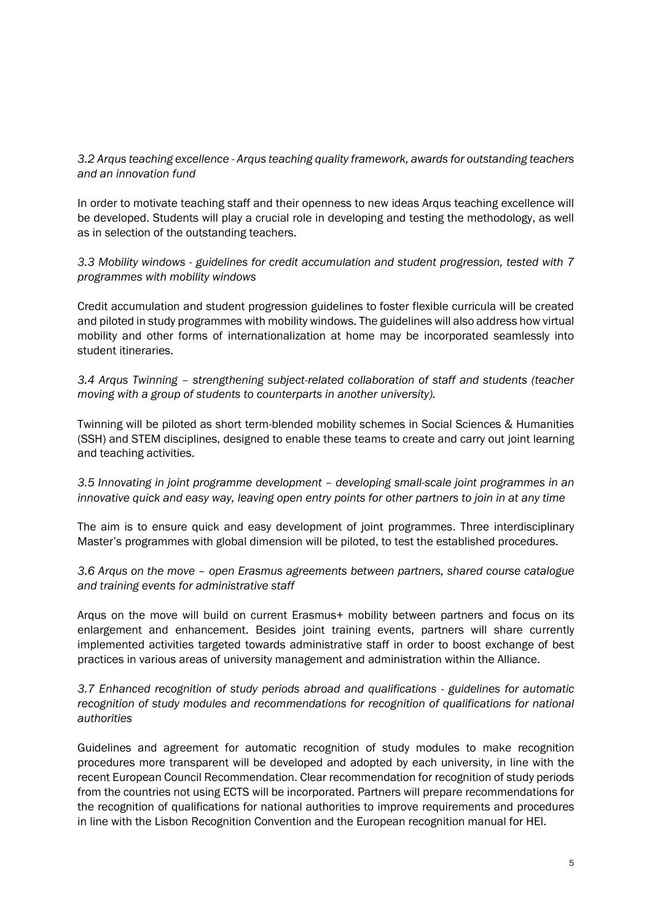*3.2 Arqus teaching excellence - Arqus teaching quality framework, awards for outstanding teachers and an innovation fund*

In order to motivate teaching staff and their openness to new ideas Arqus teaching excellence will be developed. Students will play a crucial role in developing and testing the methodology, as well as in selection of the outstanding teachers.

*3.3 Mobility windows - guidelines for credit accumulation and student progression, tested with 7 programmes with mobility windows*

Credit accumulation and student progression guidelines to foster flexible curricula will be created and piloted in study programmes with mobility windows. The guidelines will also address how virtual mobility and other forms of internationalization at home may be incorporated seamlessly into student itineraries.

*3.4 Arqus Twinning – strengthening subject-related collaboration of staff and students (teacher moving with a group of students to counterparts in another university).*

Twinning will be piloted as short term-blended mobility schemes in Social Sciences & Humanities (SSH) and STEM disciplines, designed to enable these teams to create and carry out joint learning and teaching activities.

*3.5 Innovating in joint programme development – developing small-scale joint programmes in an innovative quick and easy way, leaving open entry points for other partners to join in at any time*

The aim is to ensure quick and easy development of joint programmes. Three interdisciplinary Master's programmes with global dimension will be piloted, to test the established procedures.

*3.6 Arqus on the move – open Erasmus agreements between partners, shared course catalogue and training events for administrative staff*

Arqus on the move will build on current Erasmus+ mobility between partners and focus on its enlargement and enhancement. Besides joint training events, partners will share currently implemented activities targeted towards administrative staff in order to boost exchange of best practices in various areas of university management and administration within the Alliance.

*3.7 Enhanced recognition of study periods abroad and qualifications - guidelines for automatic recognition of study modules and recommendations for recognition of qualifications for national authorities*

Guidelines and agreement for automatic recognition of study modules to make recognition procedures more transparent will be developed and adopted by each university, in line with the recent European Council Recommendation. Clear recommendation for recognition of study periods from the countries not using ECTS will be incorporated. Partners will prepare recommendations for the recognition of qualifications for national authorities to improve requirements and procedures in line with the Lisbon Recognition Convention and the European recognition manual for HEI.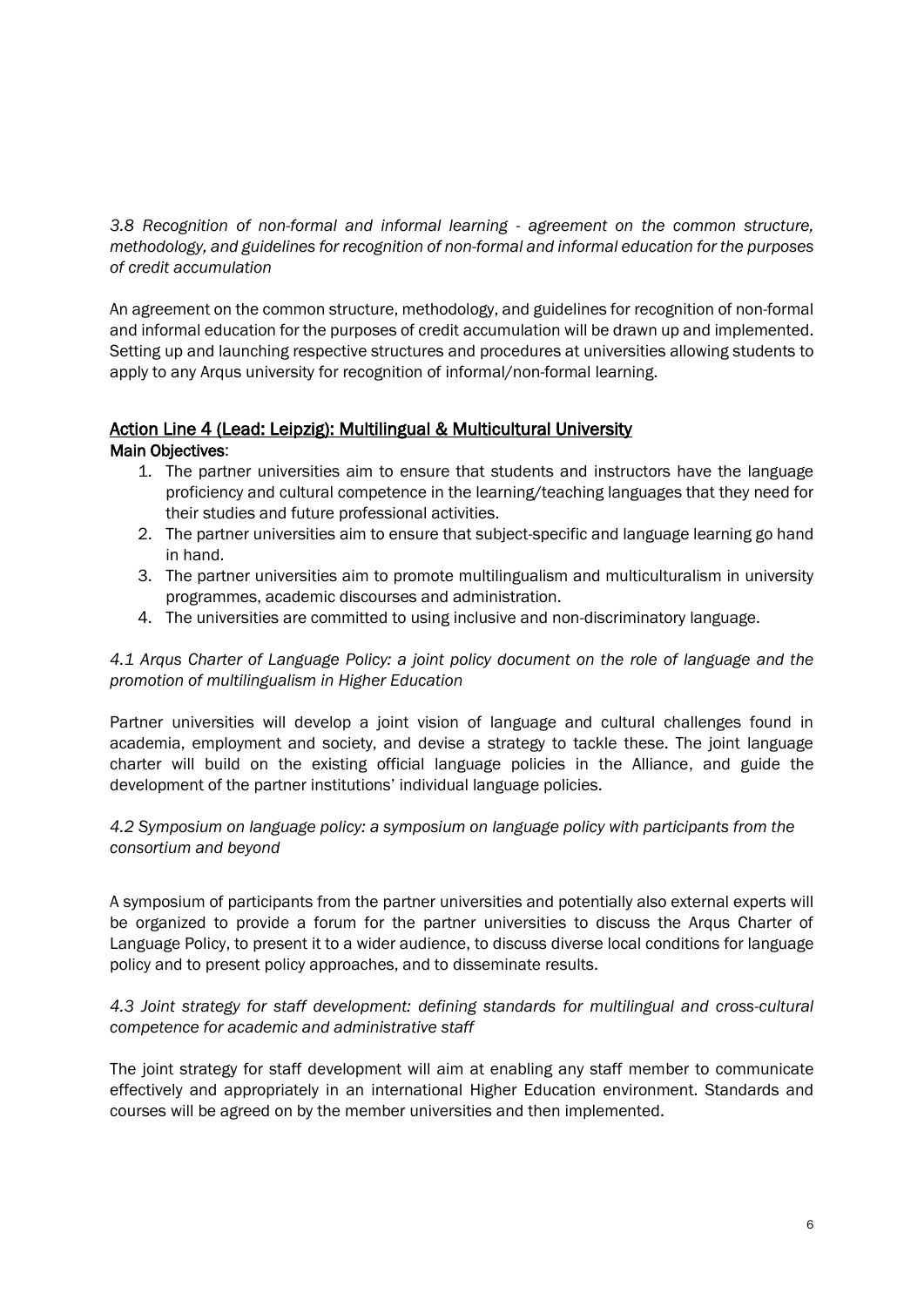*3.8 Recognition of non-formal and informal learning - agreement on the common structure, methodology, and guidelines for recognition of non-formal and informal education for the purposes of credit accumulation*

An agreement on the common structure, methodology, and guidelines for recognition of non-formal and informal education for the purposes of credit accumulation will be drawn up and implemented. Setting up and launching respective structures and procedures at universities allowing students to apply to any Arqus university for recognition of informal/non-formal learning.

## Action Line 4 (Lead: Leipzig): Multilingual & Multicultural University

**Main Objectives**:

1. The partner universities aim to ensure that students and instructors have the language proficiency and cultural competence in the learning/teaching languages that they need for their studies and future professional activities.
2. The partner universities aim to ensure that subject-specific and language learning go hand in hand.
3. The partner universities aim to promote multilingualism and multiculturalism in university programmes, academic discourses and administration.
4. The universities are committed to using inclusive and non-discriminatory language.

*4.1 Arqus Charter of Language Policy: a joint policy document on the role of language and the promotion of multilingualism in Higher Education*

Partner universities will develop a joint vision of language and cultural challenges found in academia, employment and society, and devise a strategy to tackle these. The joint language charter will build on the existing official language policies in the Alliance, and guide the development of the partner institutions' individual language policies.

*4.2 Symposium on language policy: a symposium on language policy with participants from the consortium and beyond*

A symposium of participants from the partner universities and potentially also external experts will be organized to provide a forum for the partner universities to discuss the Arqus Charter of Language Policy, to present it to a wider audience, to discuss diverse local conditions for language policy and to present policy approaches, and to disseminate results.

*4.3 Joint strategy for staff development: defining standards for multilingual and cross-cultural competence for academic and administrative staff*

The joint strategy for staff development will aim at enabling any staff member to communicate effectively and appropriately in an international Higher Education environment. Standards and courses will be agreed on by the member universities and then implemented.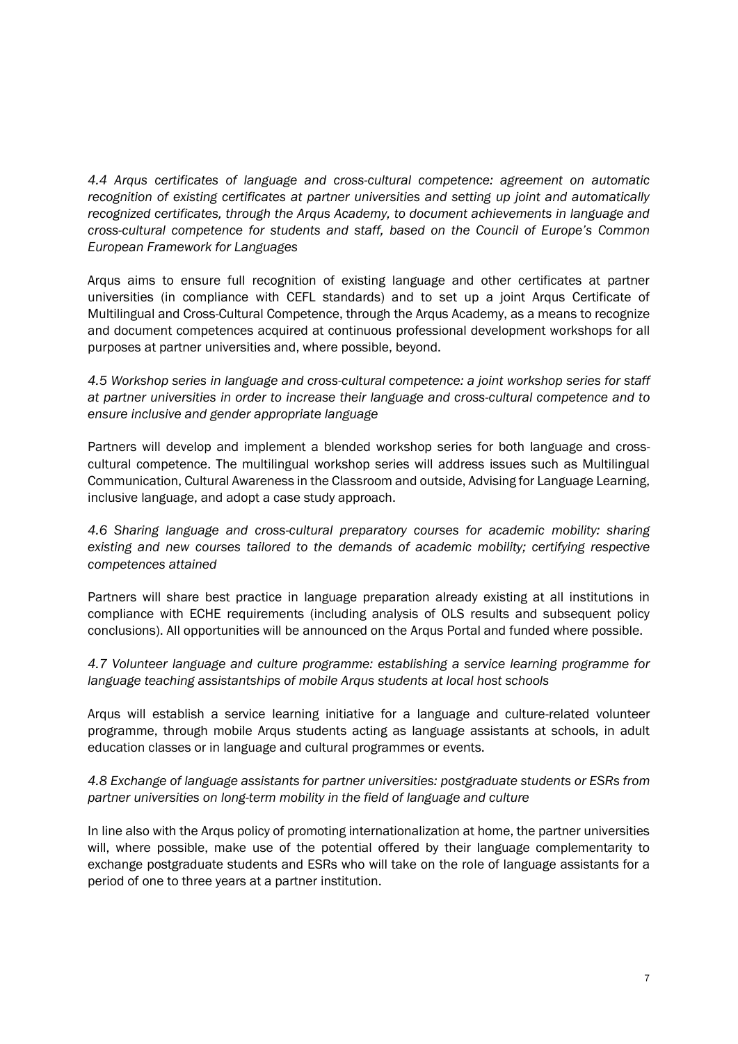*4.4 Arqus certificates of language and cross-cultural competence: agreement on automatic recognition of existing certificates at partner universities and setting up joint and automatically recognized certificates, through the Arqus Academy, to document achievements in language and cross-cultural competence for students and staff, based on the Council of Europe's Common European Framework for Languages*

Arqus aims to ensure full recognition of existing language and other certificates at partner universities (in compliance with CEFL standards) and to set up a joint Arqus Certificate of Multilingual and Cross-Cultural Competence, through the Arqus Academy, as a means to recognize and document competences acquired at continuous professional development workshops for all purposes at partner universities and, where possible, beyond.

*4.5 Workshop series in language and cross-cultural competence: a joint workshop series for staff at partner universities in order to increase their language and cross-cultural competence and to ensure inclusive and gender appropriate language*

Partners will develop and implement a blended workshop series for both language and cross-cultural competence. The multilingual workshop series will address issues such as Multilingual Communication, Cultural Awareness in the Classroom and outside, Advising for Language Learning, inclusive language, and adopt a case study approach.

*4.6 Sharing language and cross-cultural preparatory courses for academic mobility: sharing existing and new courses tailored to the demands of academic mobility; certifying respective competences attained*

Partners will share best practice in language preparation already existing at all institutions in compliance with ECHE requirements (including analysis of OLS results and subsequent policy conclusions). All opportunities will be announced on the Arqus Portal and funded where possible.

*4.7 Volunteer language and culture programme: establishing a service learning programme for language teaching assistantships of mobile Arqus students at local host schools*

Arqus will establish a service learning initiative for a language and culture-related volunteer programme, through mobile Arqus students acting as language assistants at schools, in adult education classes or in language and cultural programmes or events.

*4.8 Exchange of language assistants for partner universities: postgraduate students or ESRs from partner universities on long-term mobility in the field of language and culture*

In line also with the Arqus policy of promoting internationalization at home, the partner universities will, where possible, make use of the potential offered by their language complementarity to exchange postgraduate students and ESRs who will take on the role of language assistants for a period of one to three years at a partner institution.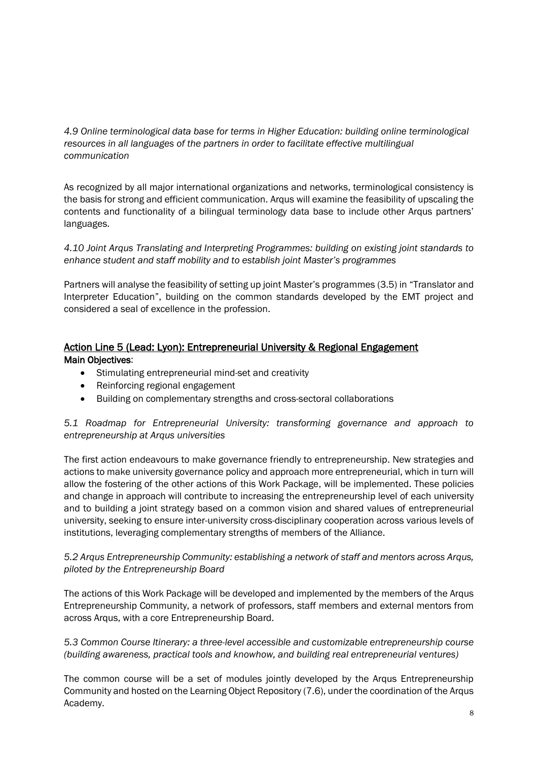*4.9 Online terminological data base for terms in Higher Education: building online terminological resources in all languages of the partners in order to facilitate effective multilingual communication*

As recognized by all major international organizations and networks, terminological consistency is the basis for strong and efficient communication. Arqus will examine the feasibility of upscaling the contents and functionality of a bilingual terminology data base to include other Arqus partners' languages.

*4.10 Joint Arqus Translating and Interpreting Programmes: building on existing joint standards to enhance student and staff mobility and to establish joint Master's programmes*

Partners will analyse the feasibility of setting up joint Master's programmes (3.5) in "Translator and Interpreter Education", building on the common standards developed by the EMT project and considered a seal of excellence in the profession.

## Action Line 5 (Lead: Lyon): Entrepreneurial University & Regional Engagement

**Main Objectives**:

- Stimulating entrepreneurial mind-set and creativity
- Reinforcing regional engagement
- Building on complementary strengths and cross-sectoral collaborations

*5.1 Roadmap for Entrepreneurial University: transforming governance and approach to entrepreneurship at Arqus universities*

The first action endeavours to make governance friendly to entrepreneurship. New strategies and actions to make university governance policy and approach more entrepreneurial, which in turn will allow the fostering of the other actions of this Work Package, will be implemented. These policies and change in approach will contribute to increasing the entrepreneurship level of each university and to building a joint strategy based on a common vision and shared values of entrepreneurial university, seeking to ensure inter-university cross-disciplinary cooperation across various levels of institutions, leveraging complementary strengths of members of the Alliance.

*5.2 Arqus Entrepreneurship Community: establishing a network of staff and mentors across Arqus, piloted by the Entrepreneurship Board*

The actions of this Work Package will be developed and implemented by the members of the Arqus Entrepreneurship Community, a network of professors, staff members and external mentors from across Arqus, with a core Entrepreneurship Board.

*5.3 Common Course Itinerary: a three-level accessible and customizable entrepreneurship course (building awareness, practical tools and knowhow, and building real entrepreneurial ventures)*

The common course will be a set of modules jointly developed by the Arqus Entrepreneurship Community and hosted on the Learning Object Repository (7.6), under the coordination of the Arqus Academy.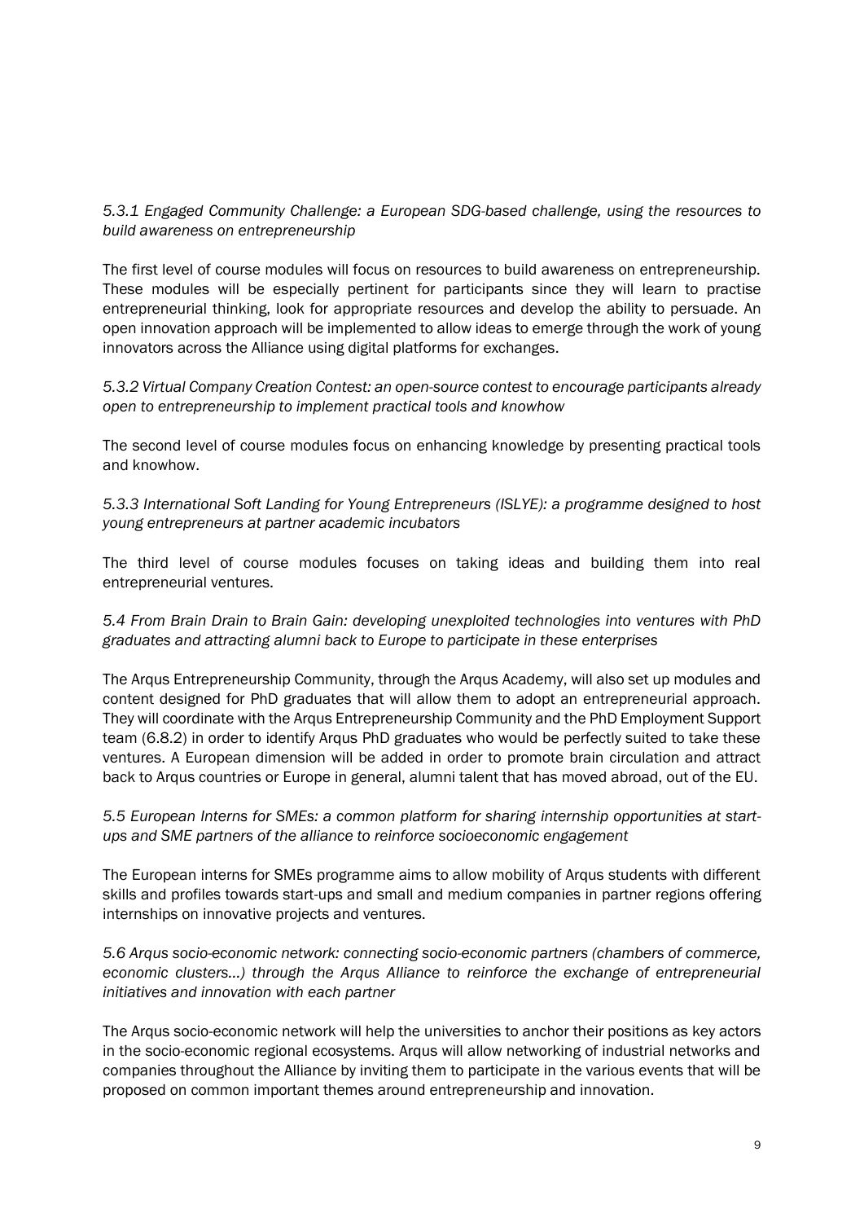*5.3.1 Engaged Community Challenge: a European SDG-based challenge, using the resources to build awareness on entrepreneurship*

The first level of course modules will focus on resources to build awareness on entrepreneurship. These modules will be especially pertinent for participants since they will learn to practise entrepreneurial thinking, look for appropriate resources and develop the ability to persuade. An open innovation approach will be implemented to allow ideas to emerge through the work of young innovators across the Alliance using digital platforms for exchanges.

*5.3.2 Virtual Company Creation Contest: an open-source contest to encourage participants already open to entrepreneurship to implement practical tools and knowhow*

The second level of course modules focus on enhancing knowledge by presenting practical tools and knowhow.

*5.3.3 International Soft Landing for Young Entrepreneurs (ISLYE): a programme designed to host young entrepreneurs at partner academic incubators*

The third level of course modules focuses on taking ideas and building them into real entrepreneurial ventures.

*5.4 From Brain Drain to Brain Gain: developing unexploited technologies into ventures with PhD graduates and attracting alumni back to Europe to participate in these enterprises*

The Arqus Entrepreneurship Community, through the Arqus Academy, will also set up modules and content designed for PhD graduates that will allow them to adopt an entrepreneurial approach. They will coordinate with the Arqus Entrepreneurship Community and the PhD Employment Support team (6.8.2) in order to identify Arqus PhD graduates who would be perfectly suited to take these ventures. A European dimension will be added in order to promote brain circulation and attract back to Arqus countries or Europe in general, alumni talent that has moved abroad, out of the EU.

*5.5 European Interns for SMEs: a common platform for sharing internship opportunities at start-ups and SME partners of the alliance to reinforce socioeconomic engagement*

The European interns for SMEs programme aims to allow mobility of Arqus students with different skills and profiles towards start-ups and small and medium companies in partner regions offering internships on innovative projects and ventures.

*5.6 Arqus socio-economic network: connecting socio-economic partners (chambers of commerce, economic clusters…) through the Arqus Alliance to reinforce the exchange of entrepreneurial initiatives and innovation with each partner*

The Arqus socio-economic network will help the universities to anchor their positions as key actors in the socio-economic regional ecosystems. Arqus will allow networking of industrial networks and companies throughout the Alliance by inviting them to participate in the various events that will be proposed on common important themes around entrepreneurship and innovation.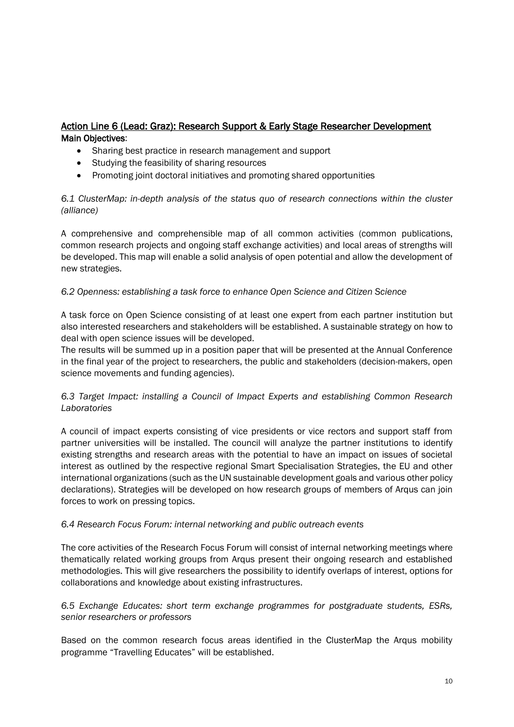## Action Line 6 (Lead: Graz): Research Support & Early Stage Researcher Development

**Main Objectives**:

- Sharing best practice in research management and support
- Studying the feasibility of sharing resources
- Promoting joint doctoral initiatives and promoting shared opportunities

*6.1 ClusterMap: in-depth analysis of the status quo of research connections within the cluster (alliance)*

A comprehensive and comprehensible map of all common activities (common publications, common research projects and ongoing staff exchange activities) and local areas of strengths will be developed. This map will enable a solid analysis of open potential and allow the development of new strategies.

*6.2 Openness: establishing a task force to enhance Open Science and Citizen Science*

A task force on Open Science consisting of at least one expert from each partner institution but also interested researchers and stakeholders will be established. A sustainable strategy on how to deal with open science issues will be developed.

The results will be summed up in a position paper that will be presented at the Annual Conference in the final year of the project to researchers, the public and stakeholders (decision-makers, open science movements and funding agencies).

*6.3 Target Impact: installing a Council of Impact Experts and establishing Common Research Laboratories*

A council of impact experts consisting of vice presidents or vice rectors and support staff from partner universities will be installed. The council will analyze the partner institutions to identify existing strengths and research areas with the potential to have an impact on issues of societal interest as outlined by the respective regional Smart Specialisation Strategies, the EU and other international organizations (such as the UN sustainable development goals and various other policy declarations). Strategies will be developed on how research groups of members of Arqus can join forces to work on pressing topics.

*6.4 Research Focus Forum: internal networking and public outreach events*

The core activities of the Research Focus Forum will consist of internal networking meetings where thematically related working groups from Arqus present their ongoing research and established methodologies. This will give researchers the possibility to identify overlaps of interest, options for collaborations and knowledge about existing infrastructures.

*6.5 Exchange Educates: short term exchange programmes for postgraduate students, ESRs, senior researchers or professors*

Based on the common research focus areas identified in the ClusterMap the Arqus mobility programme "Travelling Educates" will be established.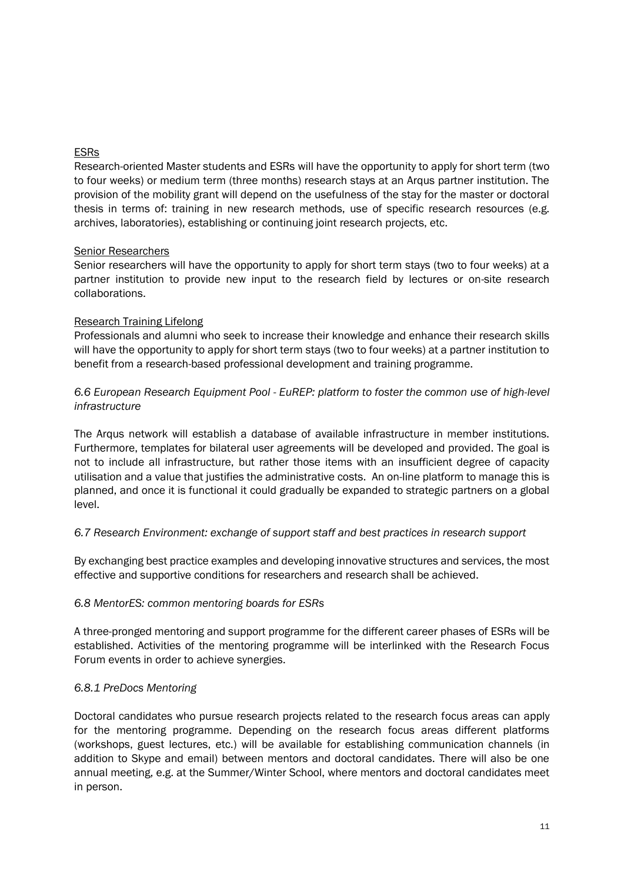<u>ESRs</u>

Research-oriented Master students and ESRs will have the opportunity to apply for short term (two to four weeks) or medium term (three months) research stays at an Arqus partner institution. The provision of the mobility grant will depend on the usefulness of the stay for the master or doctoral thesis in terms of: training in new research methods, use of specific research resources (e.g. archives, laboratories), establishing or continuing joint research projects, etc.

<u>Senior Researchers</u>

Senior researchers will have the opportunity to apply for short term stays (two to four weeks) at a partner institution to provide new input to the research field by lectures or on-site research collaborations.

<u>Research Training Lifelong</u>

Professionals and alumni who seek to increase their knowledge and enhance their research skills will have the opportunity to apply for short term stays (two to four weeks) at a partner institution to benefit from a research-based professional development and training programme.

*6.6 European Research Equipment Pool - EuREP: platform to foster the common use of high-level infrastructure*

The Arqus network will establish a database of available infrastructure in member institutions. Furthermore, templates for bilateral user agreements will be developed and provided. The goal is not to include all infrastructure, but rather those items with an insufficient degree of capacity utilisation and a value that justifies the administrative costs. An on-line platform to manage this is planned, and once it is functional it could gradually be expanded to strategic partners on a global level.

*6.7 Research Environment: exchange of support staff and best practices in research support*

By exchanging best practice examples and developing innovative structures and services, the most effective and supportive conditions for researchers and research shall be achieved.

*6.8 MentorES: common mentoring boards for ESRs*

A three-pronged mentoring and support programme for the different career phases of ESRs will be established. Activities of the mentoring programme will be interlinked with the Research Focus Forum events in order to achieve synergies.

*6.8.1 PreDocs Mentoring*

Doctoral candidates who pursue research projects related to the research focus areas can apply for the mentoring programme. Depending on the research focus areas different platforms (workshops, guest lectures, etc.) will be available for establishing communication channels (in addition to Skype and email) between mentors and doctoral candidates. There will also be one annual meeting, e.g. at the Summer/Winter School, where mentors and doctoral candidates meet in person.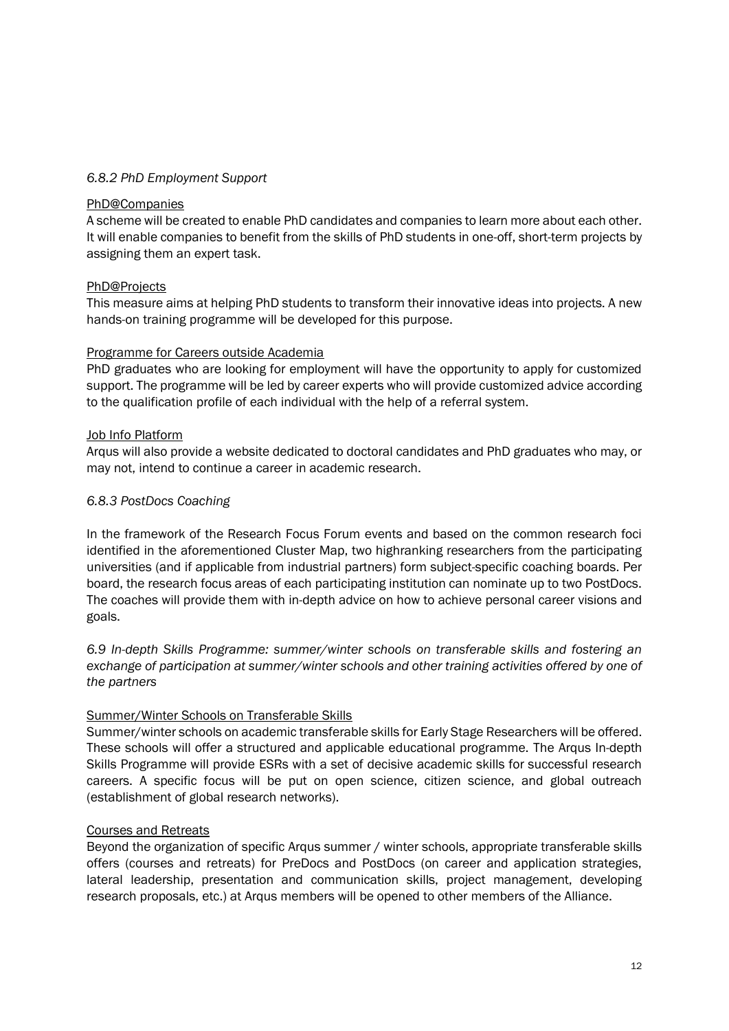### *6.8.2 PhD Employment Support*

PhD@Companies

A scheme will be created to enable PhD candidates and companies to learn more about each other. It will enable companies to benefit from the skills of PhD students in one-off, short-term projects by assigning them an expert task.

PhD@Projects

This measure aims at helping PhD students to transform their innovative ideas into projects. A new hands-on training programme will be developed for this purpose.

Programme for Careers outside Academia

PhD graduates who are looking for employment will have the opportunity to apply for customized support. The programme will be led by career experts who will provide customized advice according to the qualification profile of each individual with the help of a referral system.

Job Info Platform

Arqus will also provide a website dedicated to doctoral candidates and PhD graduates who may, or may not, intend to continue a career in academic research.

### *6.8.3 PostDocs Coaching*

In the framework of the Research Focus Forum events and based on the common research foci identified in the aforementioned Cluster Map, two highranking researchers from the participating universities (and if applicable from industrial partners) form subject-specific coaching boards. Per board, the research focus areas of each participating institution can nominate up to two PostDocs. The coaches will provide them with in-depth advice on how to achieve personal career visions and goals.

### *6.9 In-depth Skills Programme: summer/winter schools on transferable skills and fostering an exchange of participation at summer/winter schools and other training activities offered by one of the partners*

Summer/Winter Schools on Transferable Skills

Summer/winter schools on academic transferable skills for Early Stage Researchers will be offered. These schools will offer a structured and applicable educational programme. The Arqus In-depth Skills Programme will provide ESRs with a set of decisive academic skills for successful research careers. A specific focus will be put on open science, citizen science, and global outreach (establishment of global research networks).

Courses and Retreats

Beyond the organization of specific Arqus summer / winter schools, appropriate transferable skills offers (courses and retreats) for PreDocs and PostDocs (on career and application strategies, lateral leadership, presentation and communication skills, project management, developing research proposals, etc.) at Arqus members will be opened to other members of the Alliance.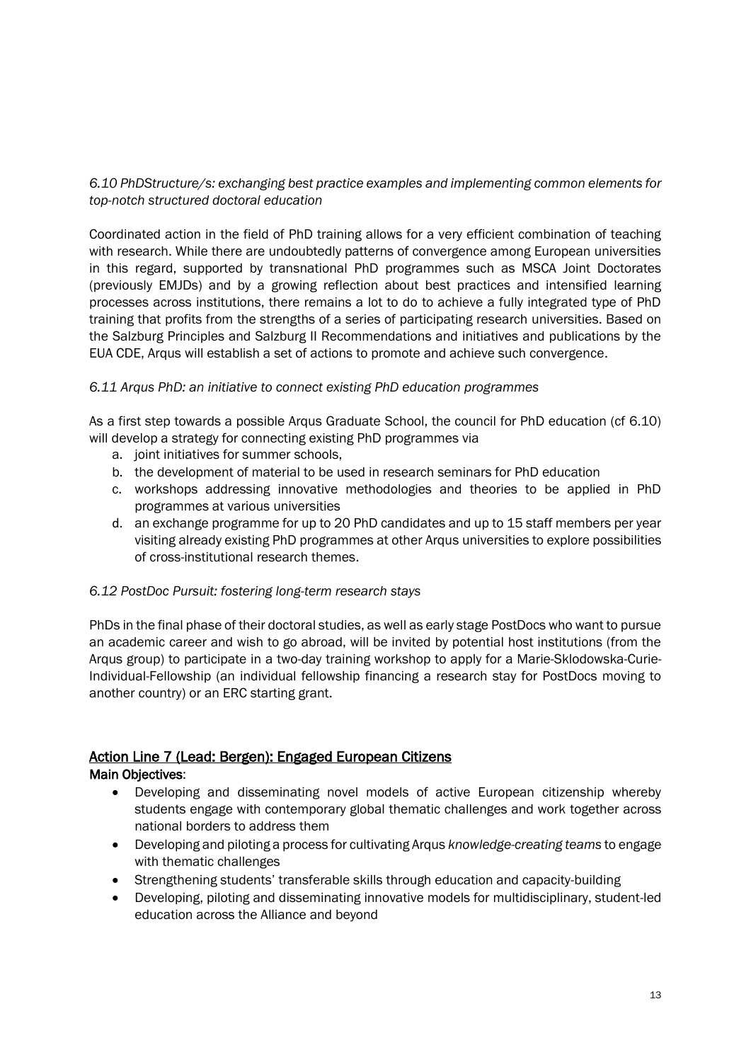*6.10 PhDStructure/s: exchanging best practice examples and implementing common elements for top-notch structured doctoral education*

Coordinated action in the field of PhD training allows for a very efficient combination of teaching with research. While there are undoubtedly patterns of convergence among European universities in this regard, supported by transnational PhD programmes such as MSCA Joint Doctorates (previously EMJDs) and by a growing reflection about best practices and intensified learning processes across institutions, there remains a lot to do to achieve a fully integrated type of PhD training that profits from the strengths of a series of participating research universities. Based on the Salzburg Principles and Salzburg II Recommendations and initiatives and publications by the EUA CDE, Arqus will establish a set of actions to promote and achieve such convergence.

*6.11 Arqus PhD: an initiative to connect existing PhD education programmes*

As a first step towards a possible Arqus Graduate School, the council for PhD education (cf 6.10) will develop a strategy for connecting existing PhD programmes via

a. joint initiatives for summer schools,
b. the development of material to be used in research seminars for PhD education
c. workshops addressing innovative methodologies and theories to be applied in PhD programmes at various universities
d. an exchange programme for up to 20 PhD candidates and up to 15 staff members per year visiting already existing PhD programmes at other Arqus universities to explore possibilities of cross-institutional research themes.

*6.12 PostDoc Pursuit: fostering long-term research stays*

PhDs in the final phase of their doctoral studies, as well as early stage PostDocs who want to pursue an academic career and wish to go abroad, will be invited by potential host institutions (from the Arqus group) to participate in a two-day training workshop to apply for a Marie-Sklodowska-Curie-Individual-Fellowship (an individual fellowship financing a research stay for PostDocs moving to another country) or an ERC starting grant.

## Action Line 7 (Lead: Bergen): Engaged European Citizens

**Main Objectives**:

- Developing and disseminating novel models of active European citizenship whereby students engage with contemporary global thematic challenges and work together across national borders to address them
- Developing and piloting a process for cultivating Arqus *knowledge-creating teams* to engage with thematic challenges
- Strengthening students' transferable skills through education and capacity-building
- Developing, piloting and disseminating innovative models for multidisciplinary, student-led education across the Alliance and beyond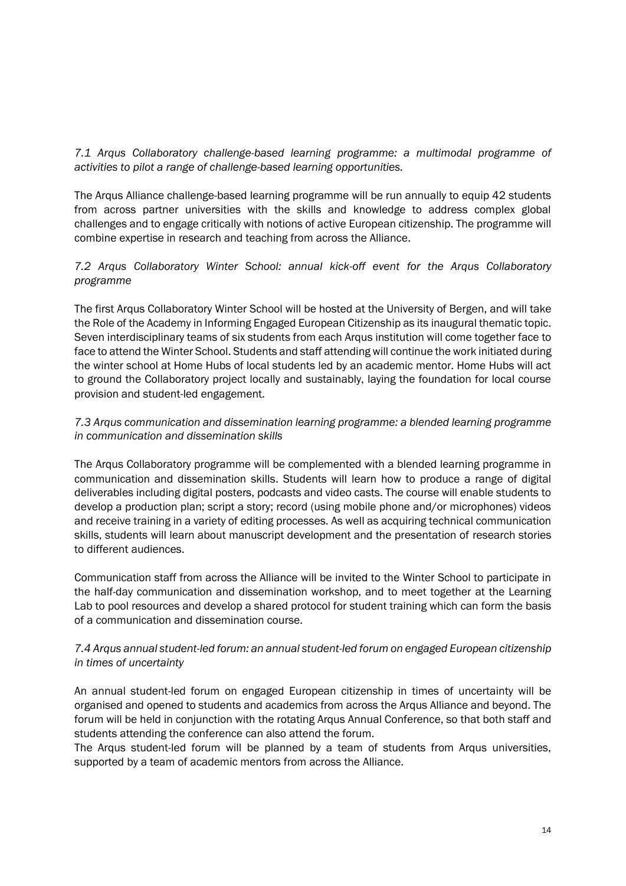*7.1 Arqus Collaboratory challenge-based learning programme: a multimodal programme of activities to pilot a range of challenge-based learning opportunities.*

The Arqus Alliance challenge-based learning programme will be run annually to equip 42 students from across partner universities with the skills and knowledge to address complex global challenges and to engage critically with notions of active European citizenship. The programme will combine expertise in research and teaching from across the Alliance.

*7.2 Arqus Collaboratory Winter School: annual kick-off event for the Arqus Collaboratory programme*

The first Arqus Collaboratory Winter School will be hosted at the University of Bergen, and will take the Role of the Academy in Informing Engaged European Citizenship as its inaugural thematic topic. Seven interdisciplinary teams of six students from each Arqus institution will come together face to face to attend the Winter School. Students and staff attending will continue the work initiated during the winter school at Home Hubs of local students led by an academic mentor. Home Hubs will act to ground the Collaboratory project locally and sustainably, laying the foundation for local course provision and student-led engagement.

*7.3 Arqus communication and dissemination learning programme: a blended learning programme in communication and dissemination skills*

The Arqus Collaboratory programme will be complemented with a blended learning programme in communication and dissemination skills. Students will learn how to produce a range of digital deliverables including digital posters, podcasts and video casts. The course will enable students to develop a production plan; script a story; record (using mobile phone and/or microphones) videos and receive training in a variety of editing processes. As well as acquiring technical communication skills, students will learn about manuscript development and the presentation of research stories to different audiences.

Communication staff from across the Alliance will be invited to the Winter School to participate in the half-day communication and dissemination workshop, and to meet together at the Learning Lab to pool resources and develop a shared protocol for student training which can form the basis of a communication and dissemination course.

*7.4 Arqus annual student-led forum: an annual student-led forum on engaged European citizenship in times of uncertainty*

An annual student-led forum on engaged European citizenship in times of uncertainty will be organised and opened to students and academics from across the Arqus Alliance and beyond. The forum will be held in conjunction with the rotating Arqus Annual Conference, so that both staff and students attending the conference can also attend the forum.
The Arqus student-led forum will be planned by a team of students from Arqus universities, supported by a team of academic mentors from across the Alliance.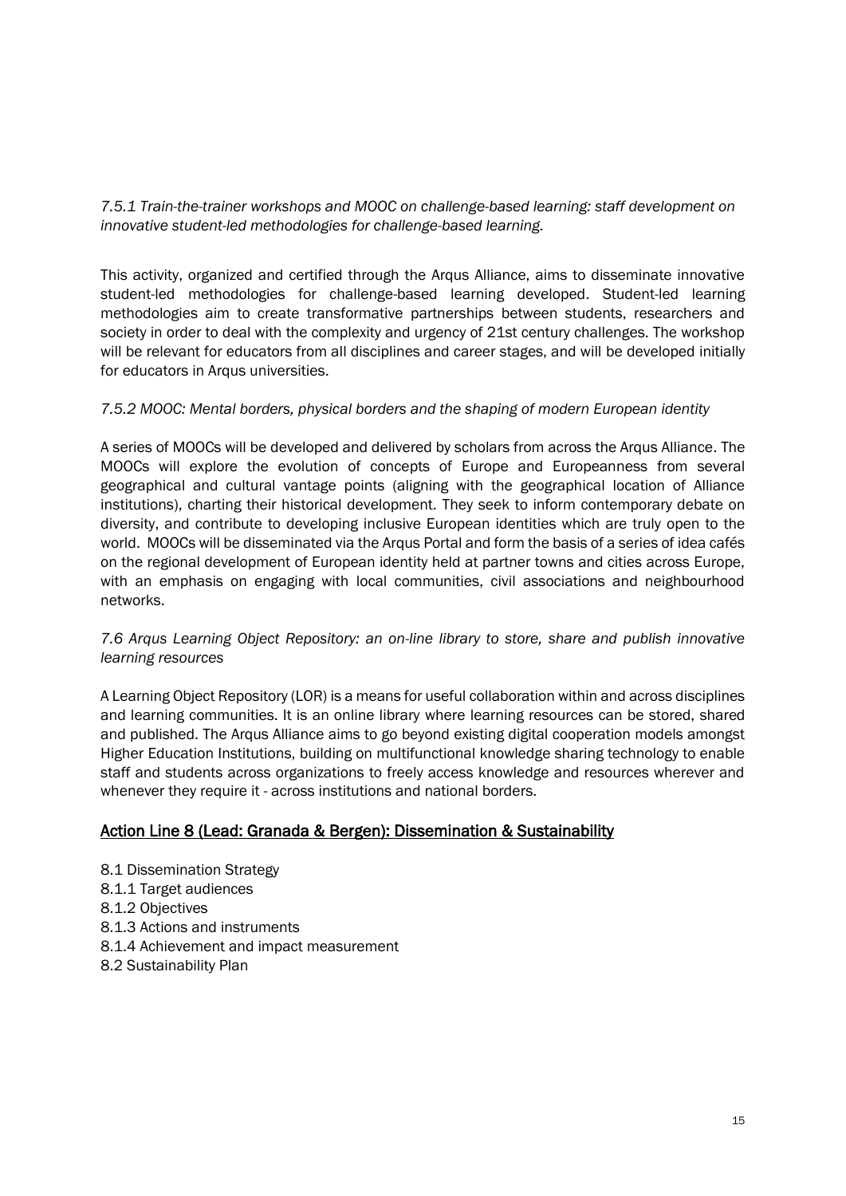*7.5.1 Train-the-trainer workshops and MOOC on challenge-based learning: staff development on innovative student-led methodologies for challenge-based learning.*

This activity, organized and certified through the Arqus Alliance, aims to disseminate innovative student-led methodologies for challenge-based learning developed. Student-led learning methodologies aim to create transformative partnerships between students, researchers and society in order to deal with the complexity and urgency of 21st century challenges. The workshop will be relevant for educators from all disciplines and career stages, and will be developed initially for educators in Arqus universities.

*7.5.2 MOOC: Mental borders, physical borders and the shaping of modern European identity*

A series of MOOCs will be developed and delivered by scholars from across the Arqus Alliance. The MOOCs will explore the evolution of concepts of Europe and Europeanness from several geographical and cultural vantage points (aligning with the geographical location of Alliance institutions), charting their historical development. They seek to inform contemporary debate on diversity, and contribute to developing inclusive European identities which are truly open to the world. MOOCs will be disseminated via the Arqus Portal and form the basis of a series of idea cafés on the regional development of European identity held at partner towns and cities across Europe, with an emphasis on engaging with local communities, civil associations and neighbourhood networks.

*7.6 Arqus Learning Object Repository: an on-line library to store, share and publish innovative learning resources*

A Learning Object Repository (LOR) is a means for useful collaboration within and across disciplines and learning communities. It is an online library where learning resources can be stored, shared and published. The Arqus Alliance aims to go beyond existing digital cooperation models amongst Higher Education Institutions, building on multifunctional knowledge sharing technology to enable staff and students across organizations to freely access knowledge and resources wherever and whenever they require it - across institutions and national borders.

## Action Line 8 (Lead: Granada & Bergen): Dissemination & Sustainability

8.1 Dissemination Strategy
8.1.1 Target audiences
8.1.2 Objectives
8.1.3 Actions and instruments
8.1.4 Achievement and impact measurement
8.2 Sustainability Plan